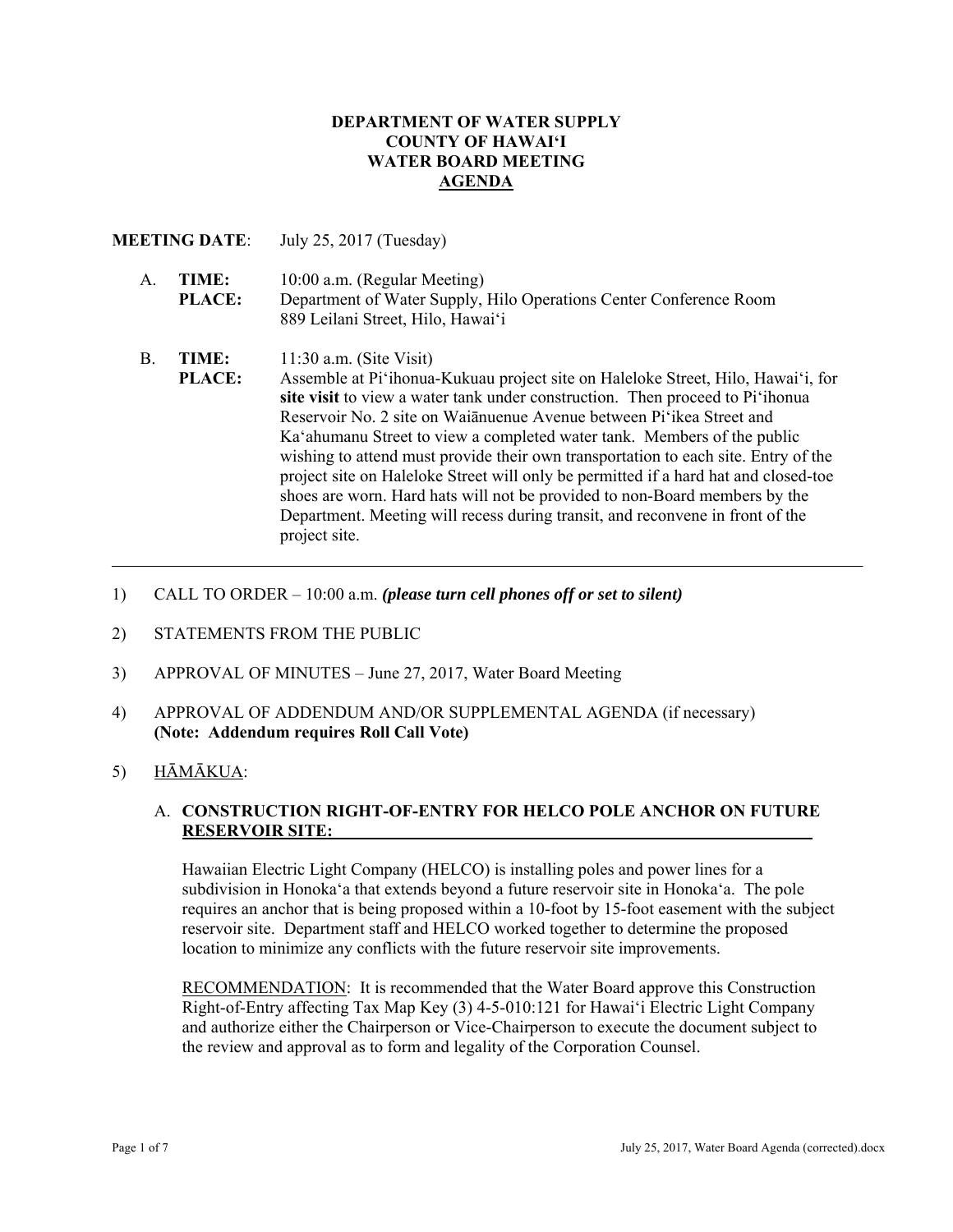**DEPARTMENT OF WATER SUPPLY**
**COUNTY OF HAWAIʻI**
**WATER BOARD MEETING**
**AGENDA**

**MEETING DATE**: July 25, 2017 (Tuesday)

A. **TIME:** 10:00 a.m. (Regular Meeting)
**PLACE:** Department of Water Supply, Hilo Operations Center Conference Room
889 Leilani Street, Hilo, Hawaiʻi

B. **TIME:** 11:30 a.m. (Site Visit)
**PLACE:** Assemble at Piʻihonua-Kukuau project site on Haleloke Street, Hilo, Hawaiʻi, for **site visit** to view a water tank under construction. Then proceed to Piʻihonua Reservoir No. 2 site on Waiānuenue Avenue between Piʻikea Street and Kaʻahumanu Street to view a completed water tank. Members of the public wishing to attend must provide their own transportation to each site. Entry of the project site on Haleloke Street will only be permitted if a hard hat and closed-toe shoes are worn. Hard hats will not be provided to non-Board members by the Department. Meeting will recess during transit, and reconvene in front of the project site.

---

1) CALL TO ORDER – 10:00 a.m. ***(please turn cell phones off or set to silent)***

2) STATEMENTS FROM THE PUBLIC

3) APPROVAL OF MINUTES – June 27, 2017, Water Board Meeting

4) APPROVAL OF ADDENDUM AND/OR SUPPLEMENTAL AGENDA (if necessary)
**(Note: Addendum requires Roll Call Vote)**

5) HĀMĀKUA:

A. **CONSTRUCTION RIGHT-OF-ENTRY FOR HELCO POLE ANCHOR ON FUTURE RESERVOIR SITE:**

Hawaiian Electric Light Company (HELCO) is installing poles and power lines for a subdivision in Honokaʻa that extends beyond a future reservoir site in Honokaʻa. The pole requires an anchor that is being proposed within a 10-foot by 15-foot easement with the subject reservoir site. Department staff and HELCO worked together to determine the proposed location to minimize any conflicts with the future reservoir site improvements.

RECOMMENDATION: It is recommended that the Water Board approve this Construction Right-of-Entry affecting Tax Map Key (3) 4-5-010:121 for Hawaiʻi Electric Light Company and authorize either the Chairperson or Vice-Chairperson to execute the document subject to the review and approval as to form and legality of the Corporation Counsel.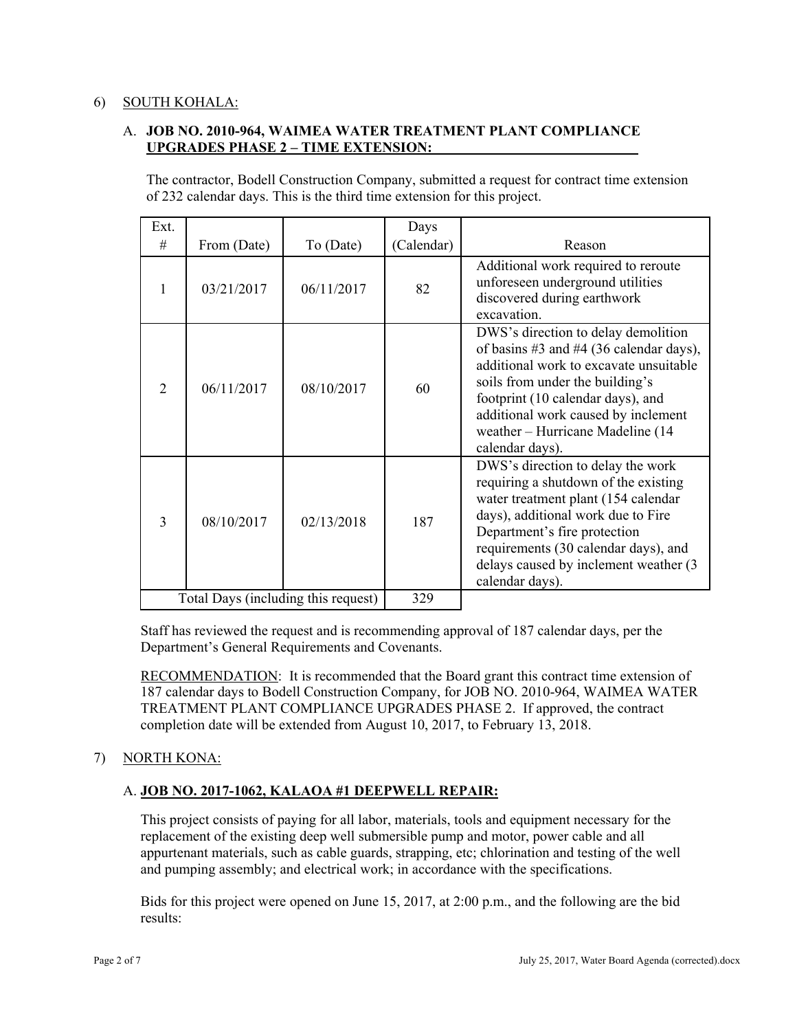6) SOUTH KOHALA:

A. **JOB NO. 2010-964, WAIMEA WATER TREATMENT PLANT COMPLIANCE UPGRADES PHASE 2 – TIME EXTENSION:**

The contractor, Bodell Construction Company, submitted a request for contract time extension of 232 calendar days. This is the third time extension for this project.

| Ext. # | From (Date) | To (Date) | Days (Calendar) | Reason |
|---|---|---|---|---|
| 1 | 03/21/2017 | 06/11/2017 | 82 | Additional work required to reroute unforeseen underground utilities discovered during earthwork excavation. |
| 2 | 06/11/2017 | 08/10/2017 | 60 | DWS's direction to delay demolition of basins #3 and #4 (36 calendar days), additional work to excavate unsuitable soils from under the building's footprint (10 calendar days), and additional work caused by inclement weather – Hurricane Madeline (14 calendar days). |
| 3 | 08/10/2017 | 02/13/2018 | 187 | DWS's direction to delay the work requiring a shutdown of the existing water treatment plant (154 calendar days), additional work due to Fire Department's fire protection requirements (30 calendar days), and delays caused by inclement weather (3 calendar days). |
| Total Days (including this request) | | | 329 | |

Staff has reviewed the request and is recommending approval of 187 calendar days, per the Department's General Requirements and Covenants.

RECOMMENDATION: It is recommended that the Board grant this contract time extension of 187 calendar days to Bodell Construction Company, for JOB NO. 2010-964, WAIMEA WATER TREATMENT PLANT COMPLIANCE UPGRADES PHASE 2. If approved, the contract completion date will be extended from August 10, 2017, to February 13, 2018.

7) NORTH KONA:

A. **JOB NO. 2017-1062, KALAOA #1 DEEPWELL REPAIR:**

This project consists of paying for all labor, materials, tools and equipment necessary for the replacement of the existing deep well submersible pump and motor, power cable and all appurtenant materials, such as cable guards, strapping, etc; chlorination and testing of the well and pumping assembly; and electrical work; in accordance with the specifications.

Bids for this project were opened on June 15, 2017, at 2:00 p.m., and the following are the bid results: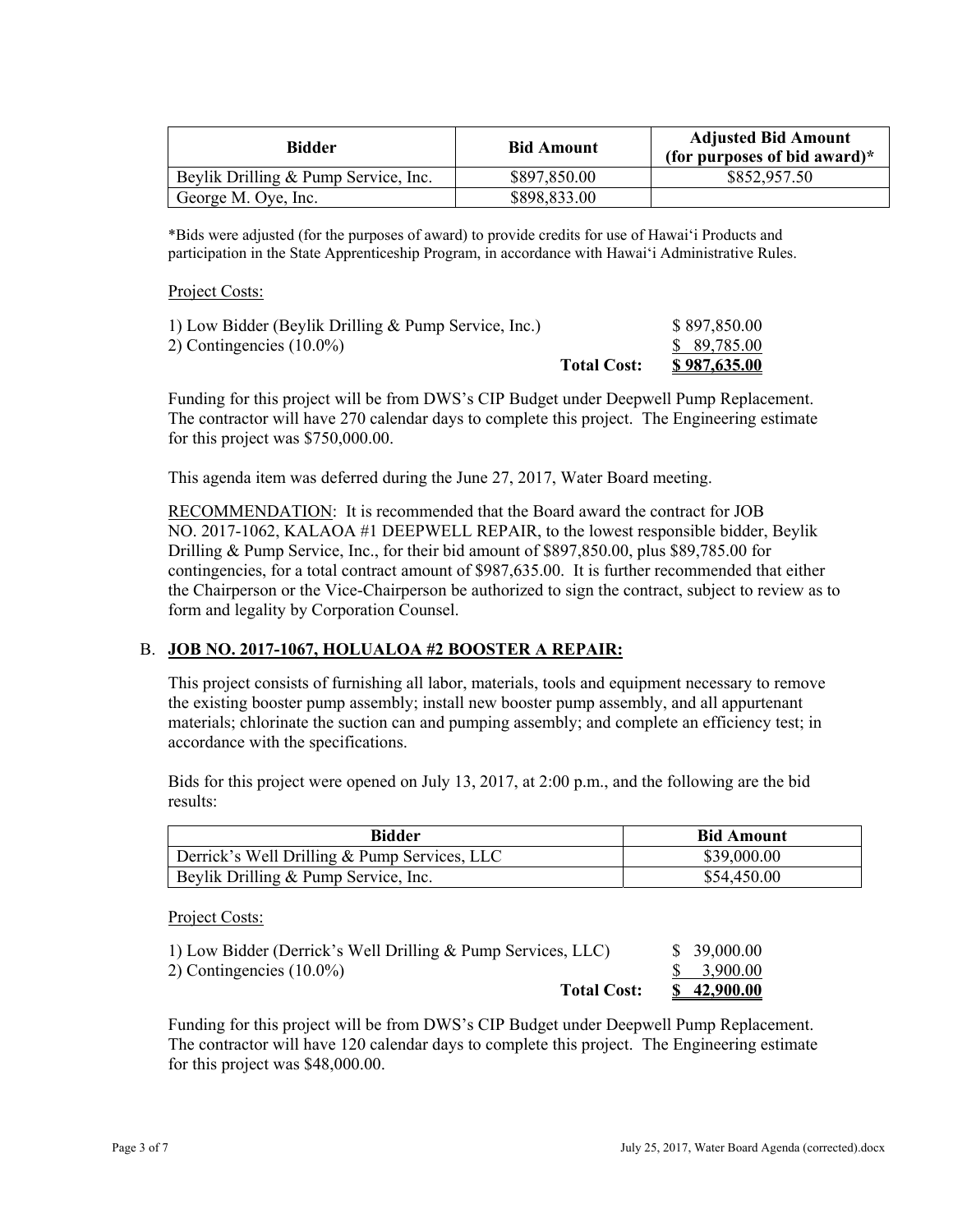| Bidder | Bid Amount | Adjusted Bid Amount (for purposes of bid award)* |
|---|---|---|
| Beylik Drilling & Pump Service, Inc. | $897,850.00 | $852,957.50 |
| George M. Oye, Inc. | $898,833.00 | |

*Bids were adjusted (for the purposes of award) to provide credits for use of Hawaiʻi Products and participation in the State Apprenticeship Program, in accordance with Hawaiʻi Administrative Rules.

Project Costs:

| | | |
|---|---|---|
| 1) Low Bidder (Beylik Drilling & Pump Service, Inc.) | | $ 897,850.00 |
| 2) Contingencies (10.0%) | | $ 89,785.00 |
| | **Total Cost:** | **$ 987,635.00** |

Funding for this project will be from DWS's CIP Budget under Deepwell Pump Replacement. The contractor will have 270 calendar days to complete this project. The Engineering estimate for this project was $750,000.00.

This agenda item was deferred during the June 27, 2017, Water Board meeting.

RECOMMENDATION: It is recommended that the Board award the contract for JOB NO. 2017-1062, KALAOA #1 DEEPWELL REPAIR, to the lowest responsible bidder, Beylik Drilling & Pump Service, Inc., for their bid amount of $897,850.00, plus $89,785.00 for contingencies, for a total contract amount of $987,635.00. It is further recommended that either the Chairperson or the Vice-Chairperson be authorized to sign the contract, subject to review as to form and legality by Corporation Counsel.

B. **JOB NO. 2017-1067, HOLUALOA #2 BOOSTER A REPAIR:**

This project consists of furnishing all labor, materials, tools and equipment necessary to remove the existing booster pump assembly; install new booster pump assembly, and all appurtenant materials; chlorinate the suction can and pumping assembly; and complete an efficiency test; in accordance with the specifications.

Bids for this project were opened on July 13, 2017, at 2:00 p.m., and the following are the bid results:

| Bidder | Bid Amount |
|---|---|
| Derrick's Well Drilling & Pump Services, LLC | $39,000.00 |
| Beylik Drilling & Pump Service, Inc. | $54,450.00 |

Project Costs:

| | | |
|---|---|---|
| 1) Low Bidder (Derrick's Well Drilling & Pump Services, LLC) | | $ 39,000.00 |
| 2) Contingencies (10.0%) | | $ 3,900.00 |
| | **Total Cost:** | **$ 42,900.00** |

Funding for this project will be from DWS's CIP Budget under Deepwell Pump Replacement. The contractor will have 120 calendar days to complete this project. The Engineering estimate for this project was $48,000.00.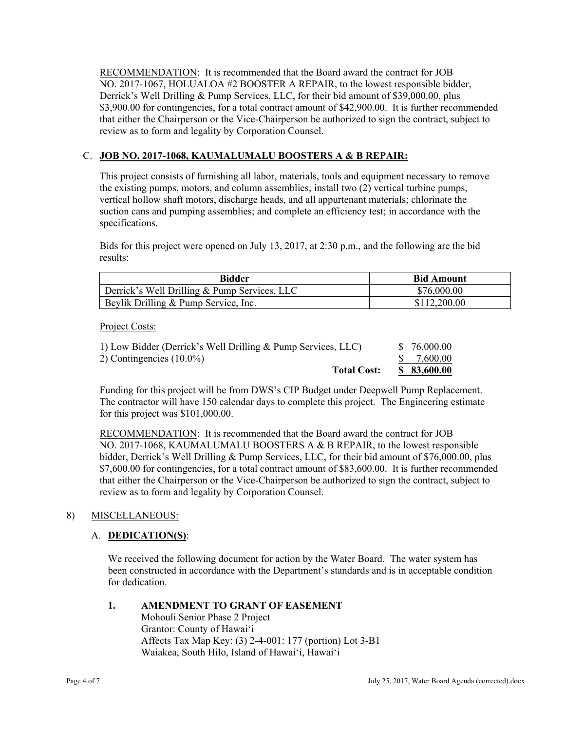RECOMMENDATION: It is recommended that the Board award the contract for JOB NO. 2017-1067, HOLUALOA #2 BOOSTER A REPAIR, to the lowest responsible bidder, Derrick's Well Drilling & Pump Services, LLC, for their bid amount of $39,000.00, plus $3,900.00 for contingencies, for a total contract amount of $42,900.00. It is further recommended that either the Chairperson or the Vice-Chairperson be authorized to sign the contract, subject to review as to form and legality by Corporation Counsel.

C. **JOB NO. 2017-1068, KAUMALUMALU BOOSTERS A & B REPAIR:**

This project consists of furnishing all labor, materials, tools and equipment necessary to remove the existing pumps, motors, and column assemblies; install two (2) vertical turbine pumps, vertical hollow shaft motors, discharge heads, and all appurtenant materials; chlorinate the suction cans and pumping assemblies; and complete an efficiency test; in accordance with the specifications.

Bids for this project were opened on July 13, 2017, at 2:30 p.m., and the following are the bid results:

| Bidder | Bid Amount |
|---|---|
| Derrick's Well Drilling & Pump Services, LLC | $76,000.00 |
| Beylik Drilling & Pump Service, Inc. | $112,200.00 |

Project Costs:

| | |
|---|---|
| 1) Low Bidder (Derrick's Well Drilling & Pump Services, LLC) | $ 76,000.00 |
| 2) Contingencies (10.0%) | $ 7,600.00 |
| **Total Cost:** | **$ 83,600.00** |

Funding for this project will be from DWS's CIP Budget under Deepwell Pump Replacement. The contractor will have 150 calendar days to complete this project. The Engineering estimate for this project was $101,000.00.

RECOMMENDATION: It is recommended that the Board award the contract for JOB NO. 2017-1068, KAUMALUMALU BOOSTERS A & B REPAIR, to the lowest responsible bidder, Derrick's Well Drilling & Pump Services, LLC, for their bid amount of $76,000.00, plus $7,600.00 for contingencies, for a total contract amount of $83,600.00. It is further recommended that either the Chairperson or the Vice-Chairperson be authorized to sign the contract, subject to review as to form and legality by Corporation Counsel.

8) MISCELLANEOUS:

A. **DEDICATION(S)**:

We received the following document for action by the Water Board. The water system has been constructed in accordance with the Department's standards and is in acceptable condition for dedication.

1. **AMENDMENT TO GRANT OF EASEMENT**
   Mohouli Senior Phase 2 Project
   Grantor: County of Hawai'i
   Affects Tax Map Key: (3) 2-4-001: 177 (portion) Lot 3-B1
   Waiakea, South Hilo, Island of Hawai'i, Hawai'i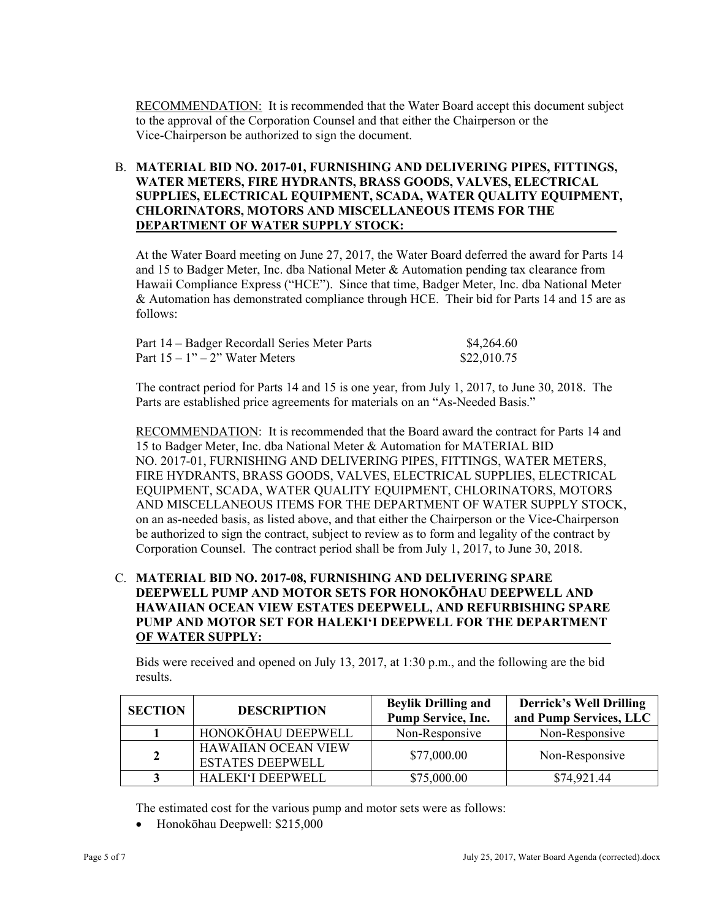RECOMMENDATION: It is recommended that the Water Board accept this document subject to the approval of the Corporation Counsel and that either the Chairperson or the Vice-Chairperson be authorized to sign the document.

B. **MATERIAL BID NO. 2017-01, FURNISHING AND DELIVERING PIPES, FITTINGS, WATER METERS, FIRE HYDRANTS, BRASS GOODS, VALVES, ELECTRICAL SUPPLIES, ELECTRICAL EQUIPMENT, SCADA, WATER QUALITY EQUIPMENT, CHLORINATORS, MOTORS AND MISCELLANEOUS ITEMS FOR THE DEPARTMENT OF WATER SUPPLY STOCK:**

At the Water Board meeting on June 27, 2017, the Water Board deferred the award for Parts 14 and 15 to Badger Meter, Inc. dba National Meter & Automation pending tax clearance from Hawaii Compliance Express ("HCE"). Since that time, Badger Meter, Inc. dba National Meter & Automation has demonstrated compliance through HCE. Their bid for Parts 14 and 15 are as follows:

| | |
|---|---|
| Part 14 – Badger Recordall Series Meter Parts | $4,264.60 |
| Part 15 – 1" – 2" Water Meters | $22,010.75 |

The contract period for Parts 14 and 15 is one year, from July 1, 2017, to June 30, 2018. The Parts are established price agreements for materials on an "As-Needed Basis."

RECOMMENDATION: It is recommended that the Board award the contract for Parts 14 and 15 to Badger Meter, Inc. dba National Meter & Automation for MATERIAL BID NO. 2017-01, FURNISHING AND DELIVERING PIPES, FITTINGS, WATER METERS, FIRE HYDRANTS, BRASS GOODS, VALVES, ELECTRICAL SUPPLIES, ELECTRICAL EQUIPMENT, SCADA, WATER QUALITY EQUIPMENT, CHLORINATORS, MOTORS AND MISCELLANEOUS ITEMS FOR THE DEPARTMENT OF WATER SUPPLY STOCK, on an as-needed basis, as listed above, and that either the Chairperson or the Vice-Chairperson be authorized to sign the contract, subject to review as to form and legality of the contract by Corporation Counsel. The contract period shall be from July 1, 2017, to June 30, 2018.

C. **MATERIAL BID NO. 2017-08, FURNISHING AND DELIVERING SPARE DEEPWELL PUMP AND MOTOR SETS FOR HONOKŌHAU DEEPWELL AND HAWAIIAN OCEAN VIEW ESTATES DEEPWELL, AND REFURBISHING SPARE PUMP AND MOTOR SET FOR HALEKIʻI DEEPWELL FOR THE DEPARTMENT OF WATER SUPPLY:**

Bids were received and opened on July 13, 2017, at 1:30 p.m., and the following are the bid results.

| SECTION | DESCRIPTION | Beylik Drilling and Pump Service, Inc. | Derrick's Well Drilling and Pump Services, LLC |
|---|---|---|---|
| 1 | HONOKŌHAU DEEPWELL | Non-Responsive | Non-Responsive |
| 2 | HAWAIIAN OCEAN VIEW ESTATES DEEPWELL | $77,000.00 | Non-Responsive |
| 3 | HALEKIʻI DEEPWELL | $75,000.00 | $74,921.44 |

The estimated cost for the various pump and motor sets were as follows:

- Honokōhau Deepwell: $215,000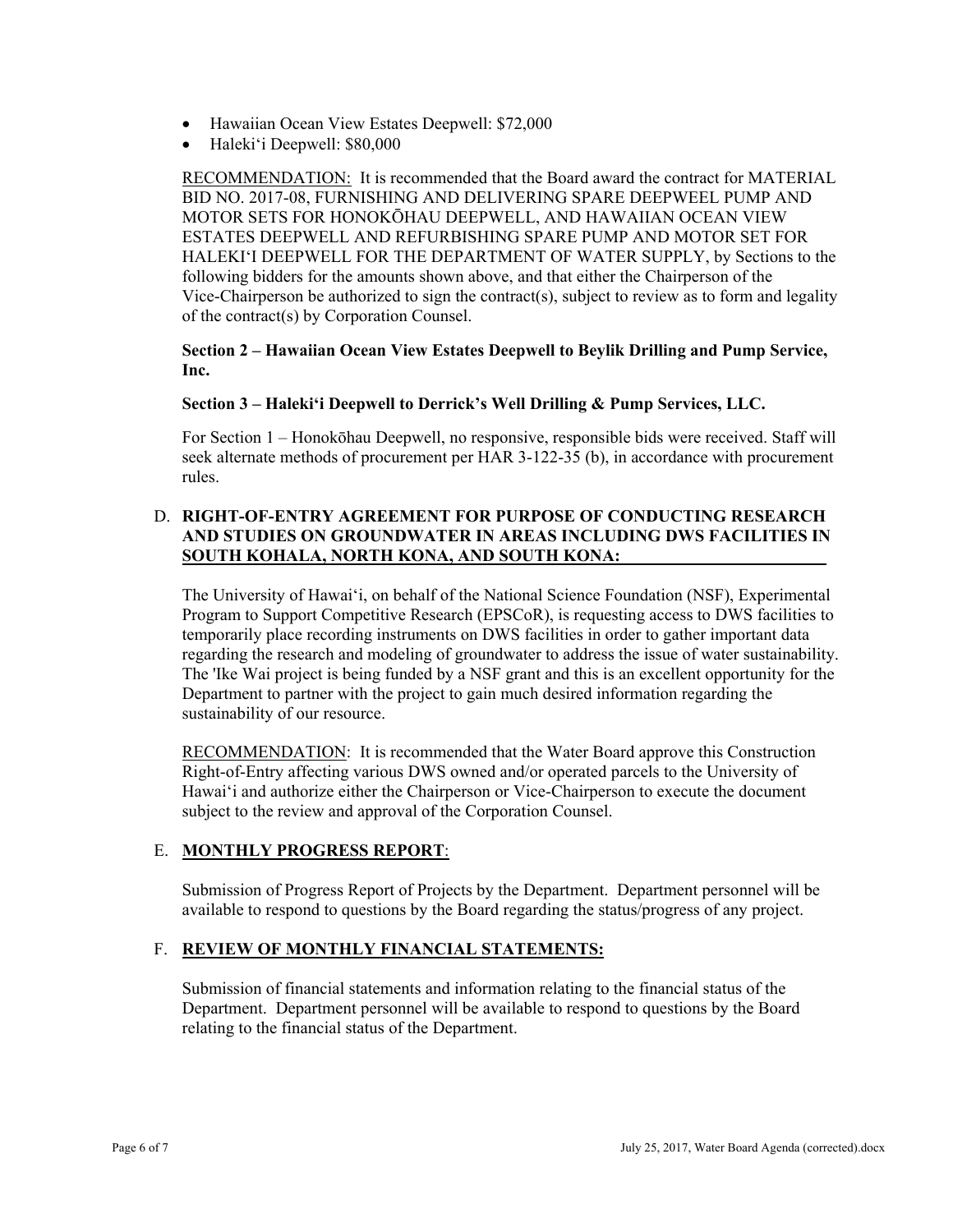- Hawaiian Ocean View Estates Deepwell: $72,000
- Haleki'i Deepwell: $80,000

RECOMMENDATION: It is recommended that the Board award the contract for MATERIAL BID NO. 2017-08, FURNISHING AND DELIVERING SPARE DEEPWEEL PUMP AND MOTOR SETS FOR HONOKŌHAU DEEPWELL, AND HAWAIIAN OCEAN VIEW ESTATES DEEPWELL AND REFURBISHING SPARE PUMP AND MOTOR SET FOR HALEKI'I DEEPWELL FOR THE DEPARTMENT OF WATER SUPPLY, by Sections to the following bidders for the amounts shown above, and that either the Chairperson of the Vice-Chairperson be authorized to sign the contract(s), subject to review as to form and legality of the contract(s) by Corporation Counsel.

**Section 2 – Hawaiian Ocean View Estates Deepwell to Beylik Drilling and Pump Service, Inc.**

**Section 3 – Haleki'i Deepwell to Derrick's Well Drilling & Pump Services, LLC.**

For Section 1 – Honokōhau Deepwell, no responsive, responsible bids were received. Staff will seek alternate methods of procurement per HAR 3-122-35 (b), in accordance with procurement rules.

D. **RIGHT-OF-ENTRY AGREEMENT FOR PURPOSE OF CONDUCTING RESEARCH AND STUDIES ON GROUNDWATER IN AREAS INCLUDING DWS FACILITIES IN SOUTH KOHALA, NORTH KONA, AND SOUTH KONA:**

The University of Hawai'i, on behalf of the National Science Foundation (NSF), Experimental Program to Support Competitive Research (EPSCoR), is requesting access to DWS facilities to temporarily place recording instruments on DWS facilities in order to gather important data regarding the research and modeling of groundwater to address the issue of water sustainability. The 'Ike Wai project is being funded by a NSF grant and this is an excellent opportunity for the Department to partner with the project to gain much desired information regarding the sustainability of our resource.

RECOMMENDATION: It is recommended that the Water Board approve this Construction Right-of-Entry affecting various DWS owned and/or operated parcels to the University of Hawai'i and authorize either the Chairperson or Vice-Chairperson to execute the document subject to the review and approval of the Corporation Counsel.

E. **MONTHLY PROGRESS REPORT**:

Submission of Progress Report of Projects by the Department. Department personnel will be available to respond to questions by the Board regarding the status/progress of any project.

F. **REVIEW OF MONTHLY FINANCIAL STATEMENTS:**

Submission of financial statements and information relating to the financial status of the Department. Department personnel will be available to respond to questions by the Board relating to the financial status of the Department.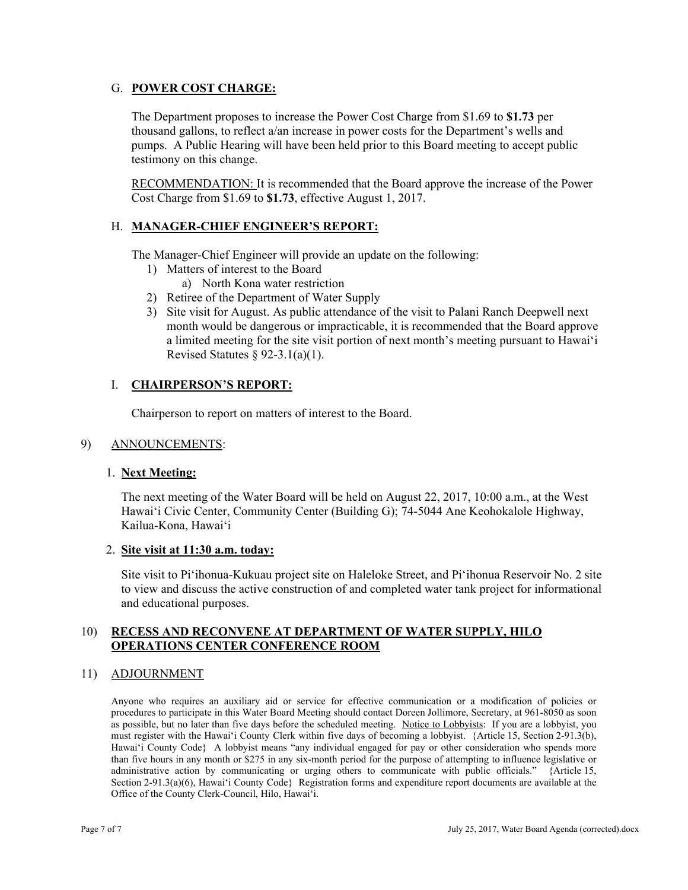G. **POWER COST CHARGE:**

The Department proposes to increase the Power Cost Charge from $1.69 to **$1.73** per thousand gallons, to reflect a/an increase in power costs for the Department's wells and pumps. A Public Hearing will have been held prior to this Board meeting to accept public testimony on this change.

RECOMMENDATION: It is recommended that the Board approve the increase of the Power Cost Charge from $1.69 to **$1.73**, effective August 1, 2017.

H. **MANAGER-CHIEF ENGINEER'S REPORT:**

The Manager-Chief Engineer will provide an update on the following:

1) Matters of interest to the Board
   a) North Kona water restriction
2) Retiree of the Department of Water Supply
3) Site visit for August. As public attendance of the visit to Palani Ranch Deepwell next month would be dangerous or impracticable, it is recommended that the Board approve a limited meeting for the site visit portion of next month's meeting pursuant to Hawai'i Revised Statutes § 92-3.1(a)(1).

I. **CHAIRPERSON'S REPORT:**

Chairperson to report on matters of interest to the Board.

9) ANNOUNCEMENTS:

1. **Next Meeting:**

The next meeting of the Water Board will be held on August 22, 2017, 10:00 a.m., at the West Hawai'i Civic Center, Community Center (Building G); 74-5044 Ane Keohokalole Highway, Kailua-Kona, Hawai'i

2. **Site visit at 11:30 a.m. today:**

Site visit to Pi'ihonua-Kukuau project site on Haleloke Street, and Pi'ihonua Reservoir No. 2 site to view and discuss the active construction of and completed water tank project for informational and educational purposes.

10) **RECESS AND RECONVENE AT DEPARTMENT OF WATER SUPPLY, HILO OPERATIONS CENTER CONFERENCE ROOM**

11) ADJOURNMENT

Anyone who requires an auxiliary aid or service for effective communication or a modification of policies or procedures to participate in this Water Board Meeting should contact Doreen Jollimore, Secretary, at 961-8050 as soon as possible, but no later than five days before the scheduled meeting. Notice to Lobbyists: If you are a lobbyist, you must register with the Hawai'i County Clerk within five days of becoming a lobbyist. {Article 15, Section 2-91.3(b), Hawai'i County Code} A lobbyist means "any individual engaged for pay or other consideration who spends more than five hours in any month or $275 in any six-month period for the purpose of attempting to influence legislative or administrative action by communicating or urging others to communicate with public officials." {Article 15, Section 2-91.3(a)(6), Hawai'i County Code} Registration forms and expenditure report documents are available at the Office of the County Clerk-Council, Hilo, Hawai'i.